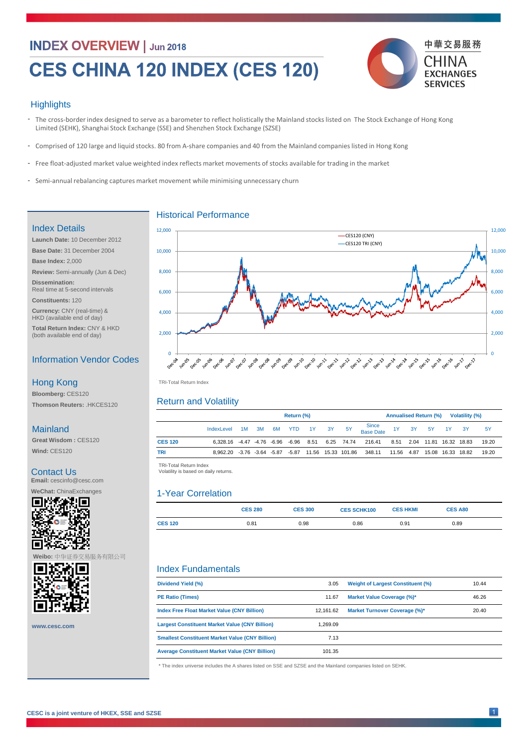# INDEX OVERVIEW | Jun 2018

# CES CHINA 120 INDEX (CES 120)

中華交易服務 CHINA EXCHANGES SERVICES

## Highlights

- The cross-border index designed to serve as a barometer to reflect holistically the Mainland stocks listed on The Stock Exchange of Hong Kong Limited (SEHK), Shanghai Stock Exchange (SSE) and Shenzhen Stock Exchange (SZSE)
- Comprised of 120 large and liquid stocks. 80 from A-share companies and 40 from the Mainland companies listed in Hong Kong
- Free float-adjusted market value weighted index reflects market movements of stocks available for trading in the market
- Semi-annual rebalancing captures market movement while minimising unnecessary churn

## Index Details

**Launch Date:** 10 December 2012

**Base Date:** 31 December 2004

**Base Index:** 2,000

**Review:** Semi-annually (Jun & Dec)

**Dissemination:**
Real time at 5-second intervals

**Constituents:** 120

**Currency:** CNY (real-time) & HKD (available end of day)

**Total Return Index:** CNY & HKD (both available end of day)

## Information Vendor Codes

### Hong Kong

**Bloomberg:** CES120

**Thomson Reuters:** .HKCES120

### Mainland

**Great Wisdom :** CES120

**Wind:** CES120

## Contact Us

**Email:** cescinfo@cesc.com

**WeChat:** ChinaExchanges

**Weibo:** 中华证券交易服务有限公司

**www.cesc.com**

## Historical Performance

TRI-Total Return Index

## Return and Volatility

| | IndexLevel | Return (%) 1M | 3M | 6M | YTD | 1Y | 3Y | 5Y | Since Base Date | Annualised Return (%) 1Y | 3Y | 5Y | Volatility (%) 1Y | 3Y | 5Y |
|---|---|---|---|---|---|---|---|---|---|---|---|---|---|---|---|
| **CES 120** | 6,328.16 | -4.47 | -4.76 | -6.96 | -6.96 | 8.51 | 6.25 | 74.74 | 216.41 | 8.51 | 2.04 | 11.81 | 16.32 | 18.83 | 19.20 |
| **TRI** | 8,962.20 | -3.76 | -3.64 | -5.87 | -5.87 | 11.56 | 15.33 | 101.86 | 348.11 | 11.56 | 4.87 | 15.08 | 16.33 | 18.82 | 19.20 |

TRI-Total Return Index
Volatility is based on daily returns.

## 1-Year Correlation

| | CES 280 | CES 300 | CES SCHK100 | CES HKMI | CES A80 |
|---|---|---|---|---|---|
| **CES 120** | 0.81 | 0.98 | 0.86 | 0.91 | 0.89 |

## Index Fundamentals

| | | | |
|---|---|---|---|
| **Dividend Yield (%)** | 3.05 | **Weight of Largest Constituent (%)** | 10.44 |
| **PE Ratio (Times)** | 11.67 | **Market Value Coverage (%)*** | 46.26 |
| **Index Free Float Market Value (CNY Billion)** | 12,161.62 | **Market Turnover Coverage (%)*** | 20.40 |
| **Largest Constituent Market Value (CNY Billion)** | 1,269.09 | | |
| **Smallest Constituent Market Value (CNY Billion)** | 7.13 | | |
| **Average Constituent Market Value (CNY Billion)** | 101.35 | | |

\* The index universe includes the A shares listed on SSE and SZSE and the Mainland companies listed on SEHK.

**CESC is a joint venture of HKEX, SSE and SZSE**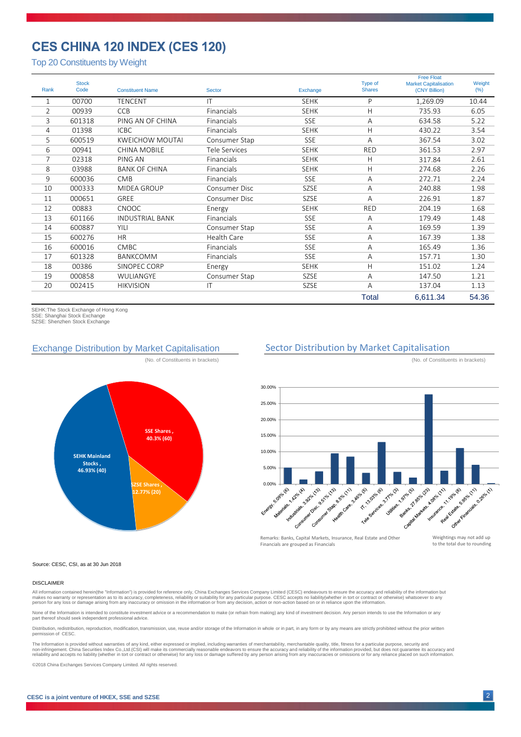# CES CHINA 120 INDEX (CES 120)

## Top 20 Constituents by Weight

| Rank | Stock Code | Constituent Name | Sector | Exchange | Type of Shares | Free Float Market Capitalisation (CNY Billion) | Weight (%) |
|---|---|---|---|---|---|---|---|
| 1 | 00700 | TENCENT | IT | SEHK | P | 1,269.09 | 10.44 |
| 2 | 00939 | CCB | Financials | SEHK | H | 735.93 | 6.05 |
| 3 | 601318 | PING AN OF CHINA | Financials | SSE | A | 634.58 | 5.22 |
| 4 | 01398 | ICBC | Financials | SEHK | H | 430.22 | 3.54 |
| 5 | 600519 | KWEICHOW MOUTAI | Consumer Stap | SSE | A | 367.54 | 3.02 |
| 6 | 00941 | CHINA MOBILE | Tele Services | SEHK | RED | 361.53 | 2.97 |
| 7 | 02318 | PING AN | Financials | SEHK | H | 317.84 | 2.61 |
| 8 | 03988 | BANK OF CHINA | Financials | SEHK | H | 274.68 | 2.26 |
| 9 | 600036 | CMB | Financials | SSE | A | 272.71 | 2.24 |
| 10 | 000333 | MIDEA GROUP | Consumer Disc | SZSE | A | 240.88 | 1.98 |
| 11 | 000651 | GREE | Consumer Disc | SZSE | A | 226.91 | 1.87 |
| 12 | 00883 | CNOOC | Energy | SEHK | RED | 204.19 | 1.68 |
| 13 | 601166 | INDUSTRIAL BANK | Financials | SSE | A | 179.49 | 1.48 |
| 14 | 600887 | YILI | Consumer Stap | SSE | A | 169.59 | 1.39 |
| 15 | 600276 | HR | Health Care | SSE | A | 167.39 | 1.38 |
| 16 | 600016 | CMBC | Financials | SSE | A | 165.49 | 1.36 |
| 17 | 601328 | BANKCOMM | Financials | SSE | A | 157.71 | 1.30 |
| 18 | 00386 | SINOPEC CORP | Energy | SEHK | H | 151.02 | 1.24 |
| 19 | 000858 | WULIANGYE | Consumer Stap | SZSE | A | 147.50 | 1.21 |
| 20 | 002415 | HIKVISION | IT | SZSE | A | 137.04 | 1.13 |
| | | | | | Total | 6,611.34 | 54.36 |

SEHK:The Stock Exchange of Hong Kong
SSE: Shanghai Stock Exchange
SZSE: Shenzhen Stock Exchange

## Exchange Distribution by Market Capitalisation

(No. of Constituents in brackets)

SSE Shares , 40.3% (60)
SEHK Mainland Stocks , 46.93% (40)
SZSE Shares , 12.77% (20)

## Sector Distribution by Market Capitalisation

(No. of Constituents in brackets)

30.00%
25.00%
20.00%
15.00%
10.00%
5.00%
0.00%

Energy, 5.09% (6)
Materials, 1.42% (4)
Industrials, 3.92% (13)
Consumer Disc, 9.51% (13)
Consumer Stap, 8.5% (11)
Health Care, 3.46% (6)
IT, 13.03% (6)
Tele Services, 3.77% (3)
Utilities, 1.97% (5)
Banks, 27.85% (23)
Capital Markets, 4.06% (11)
Insurance, 11.19% (8)
Real Estate, 5.95% (11)
Other Financials, 0.26% (1)

Remarks: Banks, Capital Markets, Insurance, Real Estate and Other Financials are grouped as Financials

Weightings may not add up to the total due to rounding

Source: CESC, CSI, as at 30 Jun 2018

DISCLAIMER

All information contained herein(the "Information") is provided for reference only, China Exchanges Services Company Limited (CESC) endeavours to ensure the accuracy and reliability of the information but makes no warranty or representation as to its accuracy, completeness, reliability or suitability for any particular purpose. CESC accepts no liability(whether in tort or contract or otherwise) whatsoever to any person for any loss or damage arising from any inaccuracy or omission in the information or from any decision, action or non-action based on or in reliance upon the information.

None of the Information is intended to constitute investment advice or a recommendation to make (or refrain from making) any kind of investment decision. Any person intends to use the Information or any part thereof should seek independent professional advice.

Distribution, redistribution, reproduction, modification, transmission, use, reuse and/or storage of the Information in whole or in part, in any form or by any means are strictly prohibited without the prior written permission of CESC.

The Information is provided without warranties of any kind, either expressed or implied, including warranties of merchantability, merchantable quality, title, fitness for a particular purpose, security and non-infringement. China Securities Index Co.,Ltd.(CSI) will make its commercially reasonable endeavors to ensure the accuracy and reliability of the information provided, but does not guarantee its accuracy and reliability and accepts no liability (whether in tort or contract or otherwise) for any loss or damage suffered by any person arising from any inaccuracies or omissions or for any reliance placed on such information.

©2018 China Exchanges Services Company Limited. All rights reserved.

**CESC is a joint venture of HKEX, SSE and SZSE**